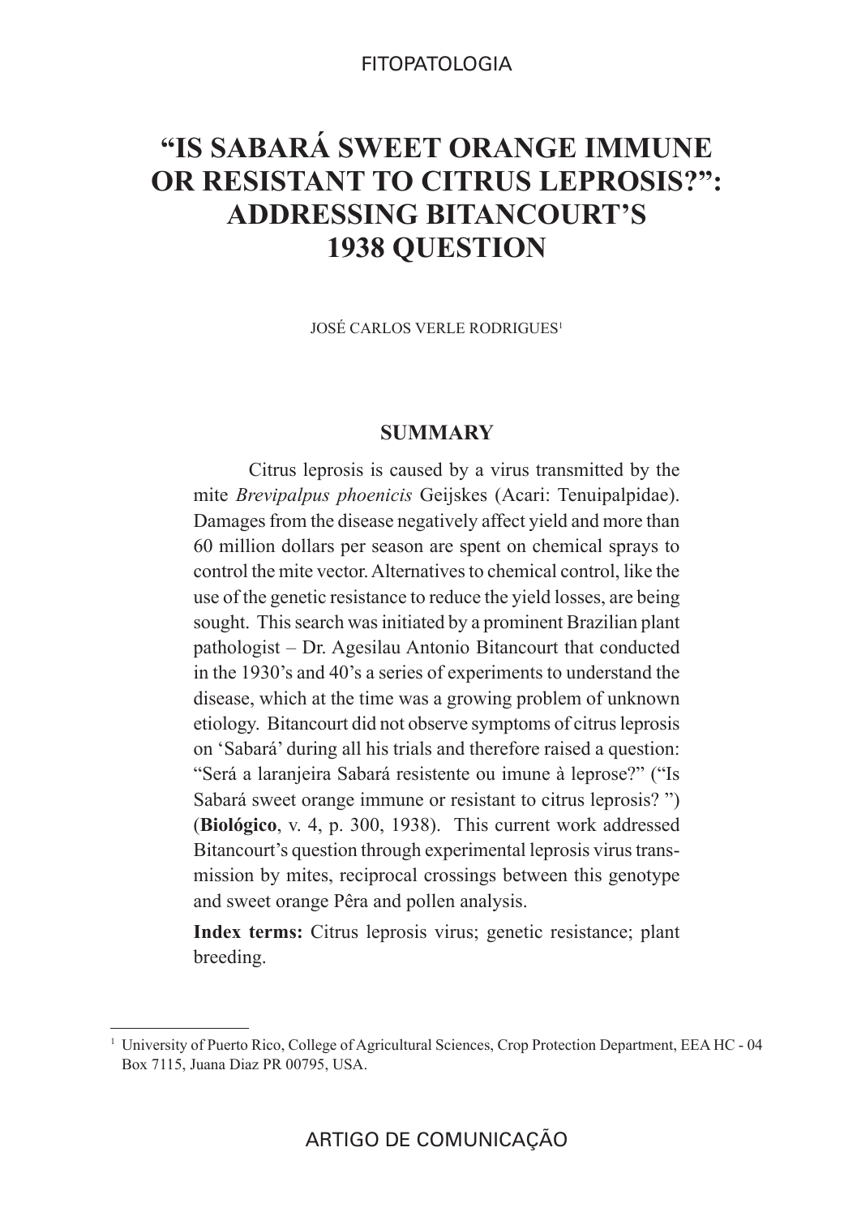FITOPATOLOGIA

# "IS SABARÁ SWEET ORANGE IMMUNE OR RESISTANT TO CITRUS LEPROSIS?": ADDRESSING BITANCOURT'S 1938 QUESTION

JOSÉ CARLOS VERLE RODRIGUES[1]

## SUMMARY

Citrus leprosis is caused by a virus transmitted by the mite *Brevipalpus phoenicis* Geijskes (Acari: Tenuipalpidae). Damages from the disease negatively affect yield and more than 60 million dollars per season are spent on chemical sprays to control the mite vector. Alternatives to chemical control, like the use of the genetic resistance to reduce the yield losses, are being sought. This search was initiated by a prominent Brazilian plant pathologist – Dr. Agesilau Antonio Bitancourt that conducted in the 1930's and 40's a series of experiments to understand the disease, which at the time was a growing problem of unknown etiology. Bitancourt did not observe symptoms of citrus leprosis on 'Sabará' during all his trials and therefore raised a question: "Será a laranjeira Sabará resistente ou imune à leprose?" ("Is Sabará sweet orange immune or resistant to citrus leprosis? ") (**Biológico**, v. 4, p. 300, 1938). This current work addressed Bitancourt's question through experimental leprosis virus transmission by mites, reciprocal crossings between this genotype and sweet orange Pêra and pollen analysis.

**Index terms:** Citrus leprosis virus; genetic resistance; plant breeding.

[1] University of Puerto Rico, College of Agricultural Sciences, Crop Protection Department, EEA HC - 04 Box 7115, Juana Diaz PR 00795, USA.

ARTIGO DE COMUNICAÇÃO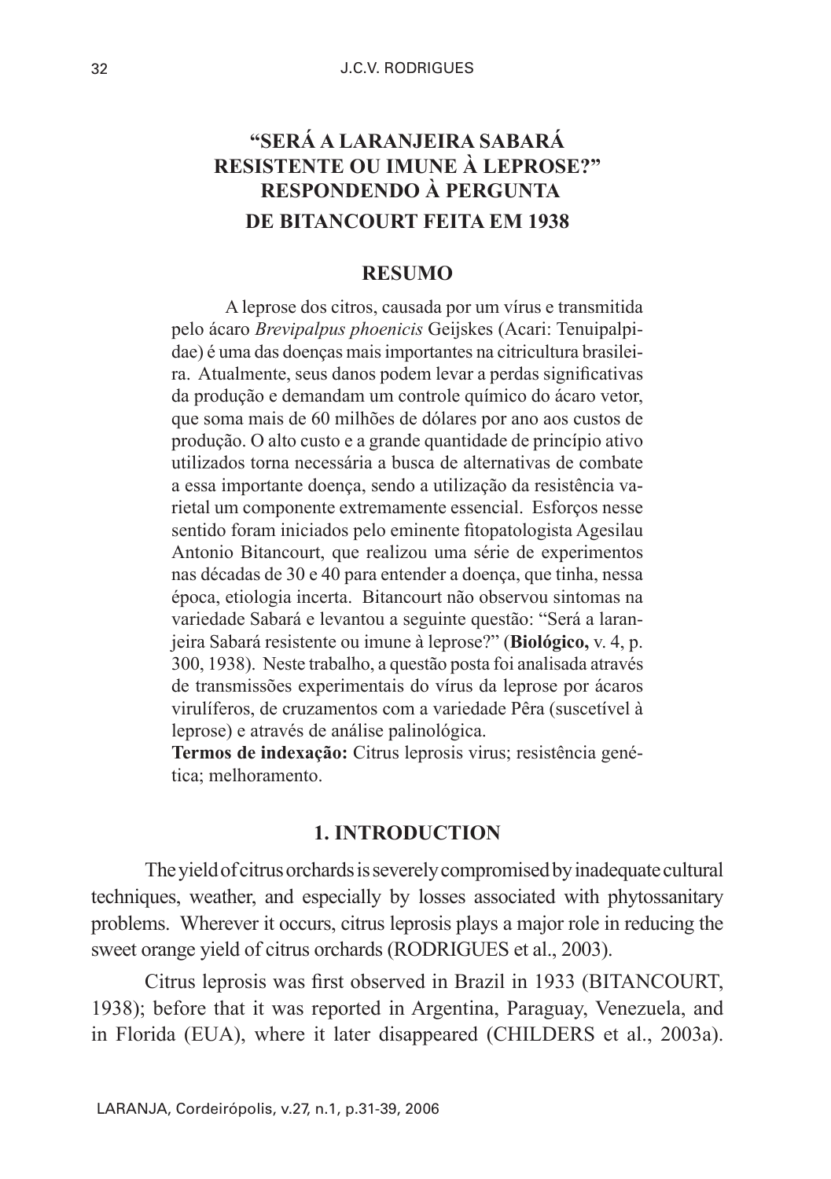## "SERÁ A LARANJEIRA SABARÁ RESISTENTE OU IMUNE À LEPROSE?" RESPONDENDO À PERGUNTA DE BITANCOURT FEITA EM 1938

### RESUMO

A leprose dos citros, causada por um vírus e transmitida pelo ácaro *Brevipalpus phoenicis* Geijskes (Acari: Tenuipalpidae) é uma das doenças mais importantes na citricultura brasileira. Atualmente, seus danos podem levar a perdas significativas da produção e demandam um controle químico do ácaro vetor, que soma mais de 60 milhões de dólares por ano aos custos de produção. O alto custo e a grande quantidade de princípio ativo utilizados torna necessária a busca de alternativas de combate a essa importante doença, sendo a utilização da resistência varietal um componente extremamente essencial. Esforços nesse sentido foram iniciados pelo eminente fitopatologista Agesilau Antonio Bitancourt, que realizou uma série de experimentos nas décadas de 30 e 40 para entender a doença, que tinha, nessa época, etiologia incerta. Bitancourt não observou sintomas na variedade Sabará e levantou a seguinte questão: "Será a laranjeira Sabará resistente ou imune à leprose?" (**Biológico,** v. 4, p. 300, 1938). Neste trabalho, a questão posta foi analisada através de transmissões experimentais do vírus da leprose por ácaros virulíferos, de cruzamentos com a variedade Pêra (suscetível à leprose) e através de análise palinológica.

**Termos de indexação:** Citrus leprosis virus; resistência genética; melhoramento.

## 1. INTRODUCTION

The yield of citrus orchards is severely compromised by inadequate cultural techniques, weather, and especially by losses associated with phytossanitary problems. Wherever it occurs, citrus leprosis plays a major role in reducing the sweet orange yield of citrus orchards (RODRIGUES et al., 2003).

Citrus leprosis was first observed in Brazil in 1933 (BITANCOURT, 1938); before that it was reported in Argentina, Paraguay, Venezuela, and in Florida (EUA), where it later disappeared (CHILDERS et al., 2003a).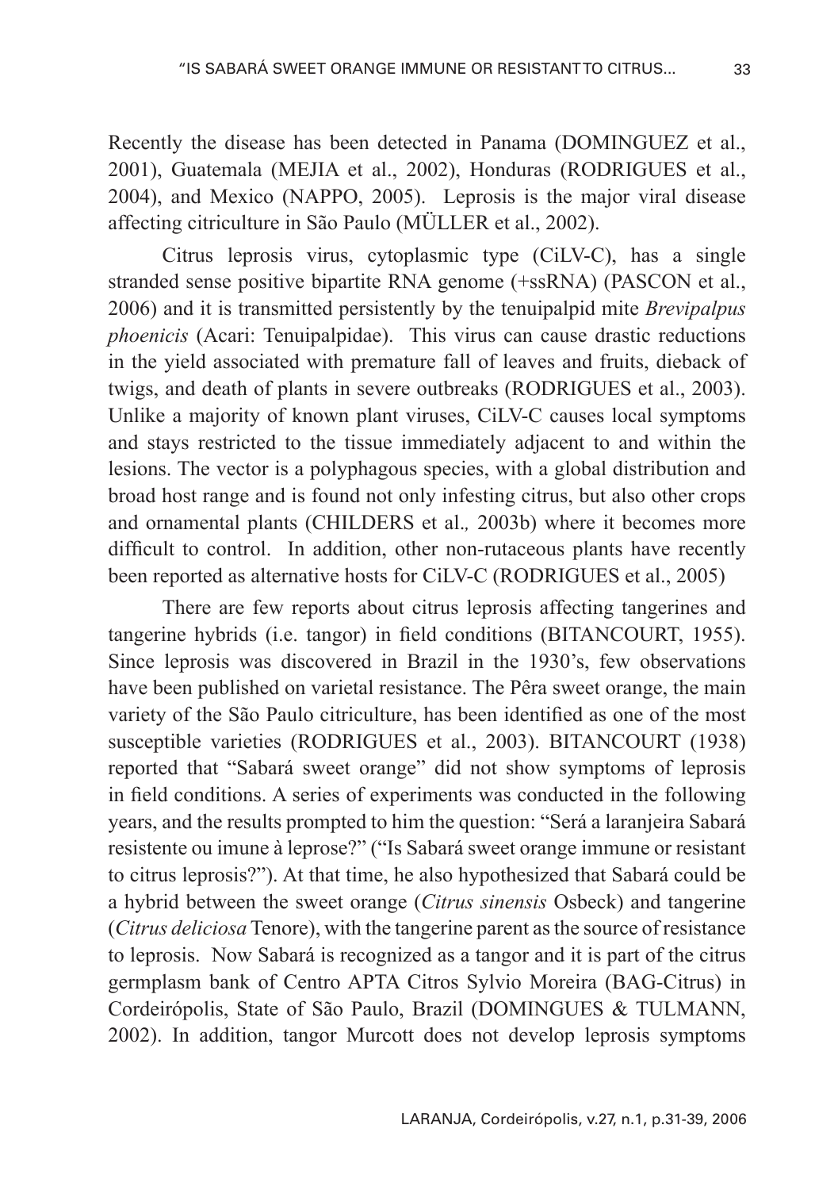Recently the disease has been detected in Panama (DOMINGUEZ et al., 2001), Guatemala (MEJIA et al., 2002), Honduras (RODRIGUES et al., 2004), and Mexico (NAPPO, 2005). Leprosis is the major viral disease affecting citriculture in São Paulo (MÜLLER et al., 2002).

Citrus leprosis virus, cytoplasmic type (CiLV-C), has a single stranded sense positive bipartite RNA genome (+ssRNA) (PASCON et al., 2006) and it is transmitted persistently by the tenuipalpid mite *Brevipalpus phoenicis* (Acari: Tenuipalpidae). This virus can cause drastic reductions in the yield associated with premature fall of leaves and fruits, dieback of twigs, and death of plants in severe outbreaks (RODRIGUES et al., 2003). Unlike a majority of known plant viruses, CiLV-C causes local symptoms and stays restricted to the tissue immediately adjacent to and within the lesions. The vector is a polyphagous species, with a global distribution and broad host range and is found not only infesting citrus, but also other crops and ornamental plants (CHILDERS et al., 2003b) where it becomes more difficult to control. In addition, other non-rutaceous plants have recently been reported as alternative hosts for CiLV-C (RODRIGUES et al., 2005)

There are few reports about citrus leprosis affecting tangerines and tangerine hybrids (i.e. tangor) in field conditions (BITANCOURT, 1955). Since leprosis was discovered in Brazil in the 1930's, few observations have been published on varietal resistance. The Pêra sweet orange, the main variety of the São Paulo citriculture, has been identified as one of the most susceptible varieties (RODRIGUES et al., 2003). BITANCOURT (1938) reported that "Sabará sweet orange" did not show symptoms of leprosis in field conditions. A series of experiments was conducted in the following years, and the results prompted to him the question: "Será a laranjeira Sabará resistente ou imune à leprose?" ("Is Sabará sweet orange immune or resistant to citrus leprosis?"). At that time, he also hypothesized that Sabará could be a hybrid between the sweet orange (*Citrus sinensis* Osbeck) and tangerine (*Citrus deliciosa* Tenore), with the tangerine parent as the source of resistance to leprosis. Now Sabará is recognized as a tangor and it is part of the citrus germplasm bank of Centro APTA Citros Sylvio Moreira (BAG-Citrus) in Cordeirópolis, State of São Paulo, Brazil (DOMINGUES & TULMANN, 2002). In addition, tangor Murcott does not develop leprosis symptoms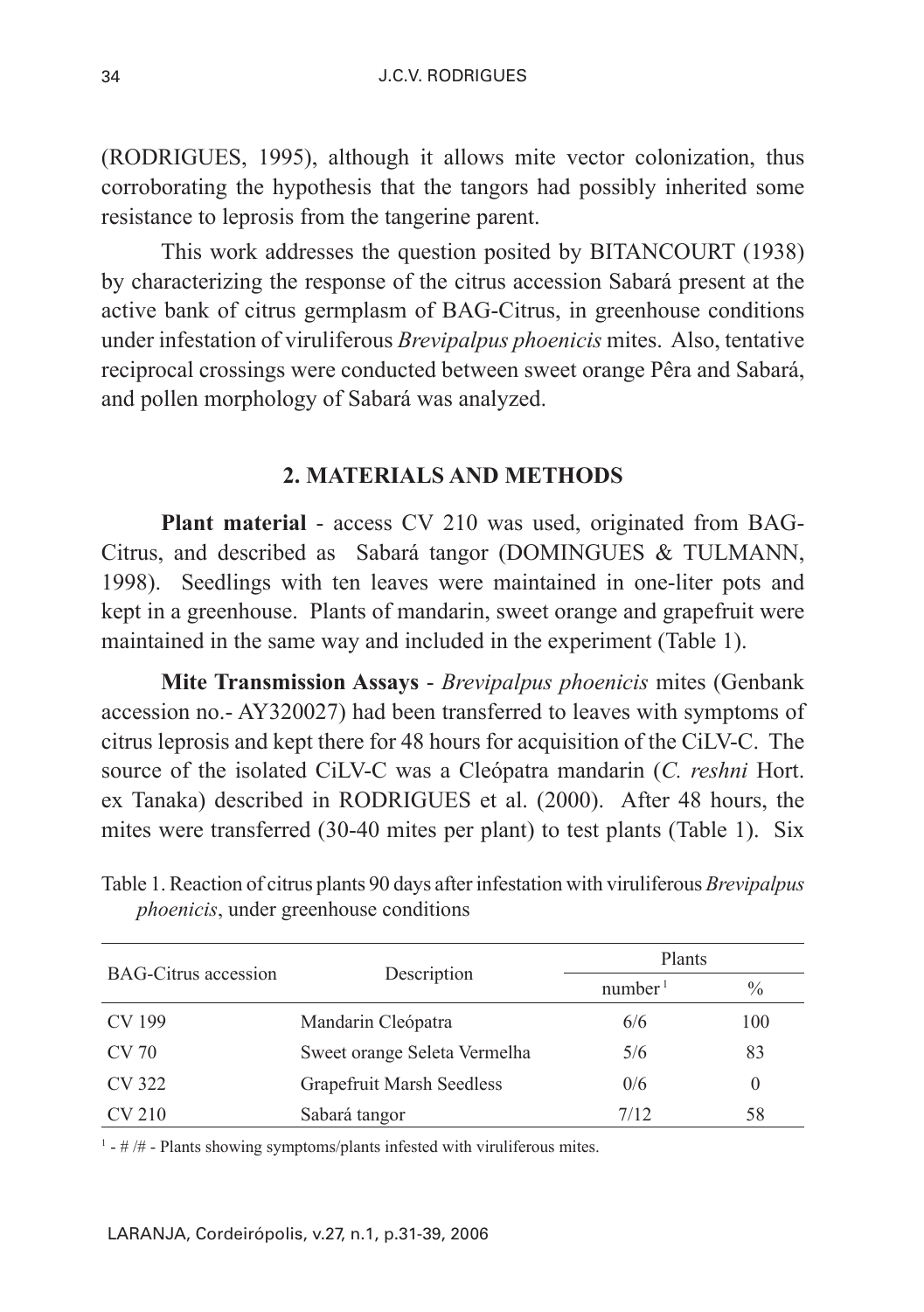(RODRIGUES, 1995), although it allows mite vector colonization, thus corroborating the hypothesis that the tangors had possibly inherited some resistance to leprosis from the tangerine parent.

This work addresses the question posited by BITANCOURT (1938) by characterizing the response of the citrus accession Sabará present at the active bank of citrus germplasm of BAG-Citrus, in greenhouse conditions under infestation of viruliferous *Brevipalpus phoenicis* mites. Also, tentative reciprocal crossings were conducted between sweet orange Pêra and Sabará, and pollen morphology of Sabará was analyzed.

## 2. MATERIALS AND METHODS

**Plant material** - access CV 210 was used, originated from BAG-Citrus, and described as Sabará tangor (DOMINGUES & TULMANN, 1998). Seedlings with ten leaves were maintained in one-liter pots and kept in a greenhouse. Plants of mandarin, sweet orange and grapefruit were maintained in the same way and included in the experiment (Table 1).

**Mite Transmission Assays** - *Brevipalpus phoenicis* mites (Genbank accession no.- AY320027) had been transferred to leaves with symptoms of citrus leprosis and kept there for 48 hours for acquisition of the CiLV-C. The source of the isolated CiLV-C was a Cleópatra mandarin (*C. reshni* Hort. ex Tanaka) described in RODRIGUES et al. (2000). After 48 hours, the mites were transferred (30-40 mites per plant) to test plants (Table 1). Six

Table 1. Reaction of citrus plants 90 days after infestation with viruliferous *Brevipalpus phoenicis*, under greenhouse conditions

| BAG-Citrus accession | Description | Plants | |
|---|---|---|---|
| | | number [1] | % |
| CV 199 | Mandarin Cleópatra | 6/6 | 100 |
| CV 70 | Sweet orange Seleta Vermelha | 5/6 | 83 |
| CV 322 | Grapefruit Marsh Seedless | 0/6 | 0 |
| CV 210 | Sabará tangor | 7/12 | 58 |

[1] - # /# - Plants showing symptoms/plants infested with viruliferous mites.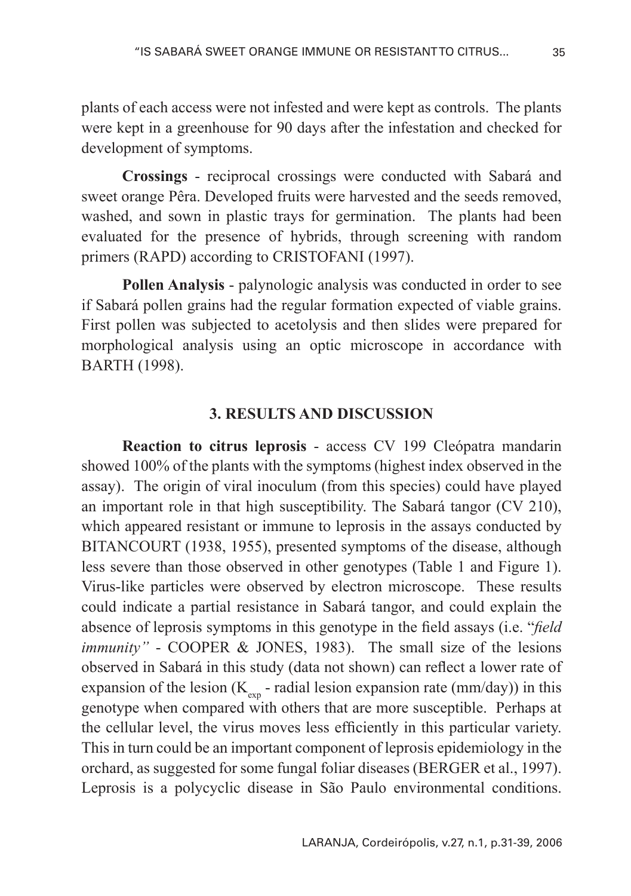plants of each access were not infested and were kept as controls. The plants were kept in a greenhouse for 90 days after the infestation and checked for development of symptoms.

**Crossings** - reciprocal crossings were conducted with Sabará and sweet orange Pêra. Developed fruits were harvested and the seeds removed, washed, and sown in plastic trays for germination. The plants had been evaluated for the presence of hybrids, through screening with random primers (RAPD) according to CRISTOFANI (1997).

**Pollen Analysis** - palynologic analysis was conducted in order to see if Sabará pollen grains had the regular formation expected of viable grains. First pollen was subjected to acetolysis and then slides were prepared for morphological analysis using an optic microscope in accordance with BARTH (1998).

## 3. RESULTS AND DISCUSSION

**Reaction to citrus leprosis** - access CV 199 Cleópatra mandarin showed 100% of the plants with the symptoms (highest index observed in the assay). The origin of viral inoculum (from this species) could have played an important role in that high susceptibility. The Sabará tangor (CV 210), which appeared resistant or immune to leprosis in the assays conducted by BITANCOURT (1938, 1955), presented symptoms of the disease, although less severe than those observed in other genotypes (Table 1 and Figure 1). Virus-like particles were observed by electron microscope. These results could indicate a partial resistance in Sabará tangor, and could explain the absence of leprosis symptoms in this genotype in the field assays (i.e. "*field immunity"* - COOPER & JONES, 1983). The small size of the lesions observed in Sabará in this study (data not shown) can reflect a lower rate of expansion of the lesion ($K_{exp}$ - radial lesion expansion rate (mm/day)) in this genotype when compared with others that are more susceptible. Perhaps at the cellular level, the virus moves less efficiently in this particular variety. This in turn could be an important component of leprosis epidemiology in the orchard, as suggested for some fungal foliar diseases (BERGER et al., 1997). Leprosis is a polycyclic disease in São Paulo environmental conditions.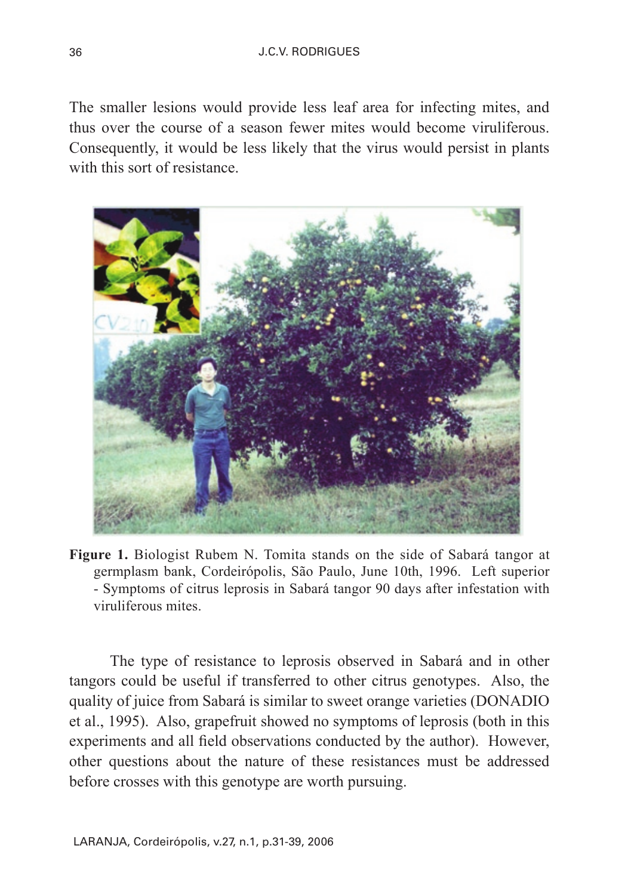The smaller lesions would provide less leaf area for infecting mites, and thus over the course of a season fewer mites would become viruliferous. Consequently, it would be less likely that the virus would persist in plants with this sort of resistance.

**Figure 1.** Biologist Rubem N. Tomita stands on the side of Sabará tangor at germplasm bank, Cordeirópolis, São Paulo, June 10th, 1996. Left superior - Symptoms of citrus leprosis in Sabará tangor 90 days after infestation with viruliferous mites.

The type of resistance to leprosis observed in Sabará and in other tangors could be useful if transferred to other citrus genotypes. Also, the quality of juice from Sabará is similar to sweet orange varieties (DONADIO et al., 1995). Also, grapefruit showed no symptoms of leprosis (both in this experiments and all field observations conducted by the author). However, other questions about the nature of these resistances must be addressed before crosses with this genotype are worth pursuing.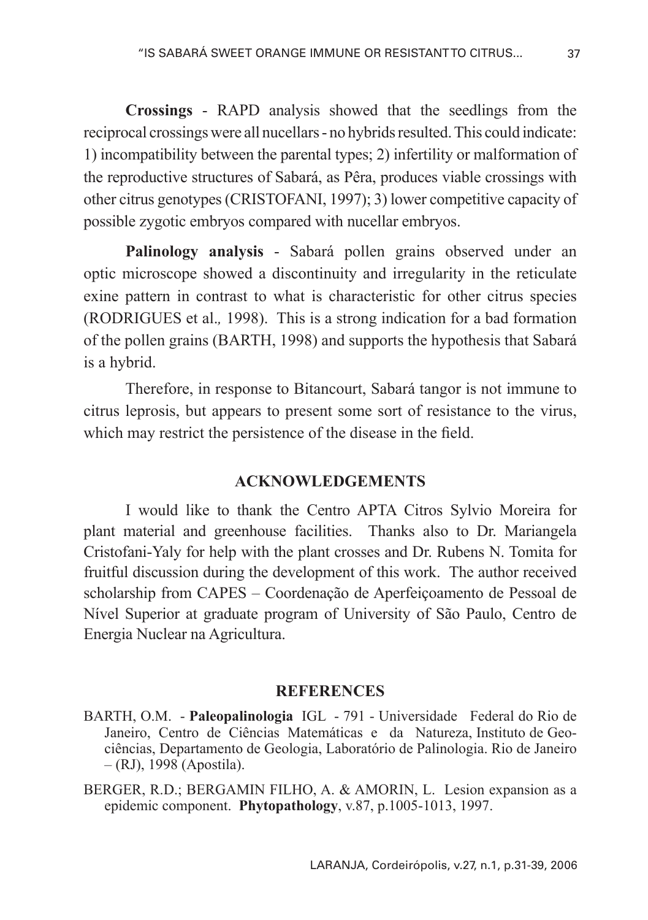**Crossings** - RAPD analysis showed that the seedlings from the reciprocal crossings were all nucellars - no hybrids resulted. This could indicate: 1) incompatibility between the parental types; 2) infertility or malformation of the reproductive structures of Sabará, as Pêra, produces viable crossings with other citrus genotypes (CRISTOFANI, 1997); 3) lower competitive capacity of possible zygotic embryos compared with nucellar embryos.

**Palinology analysis** - Sabará pollen grains observed under an optic microscope showed a discontinuity and irregularity in the reticulate exine pattern in contrast to what is characteristic for other citrus species (RODRIGUES et al., 1998). This is a strong indication for a bad formation of the pollen grains (BARTH, 1998) and supports the hypothesis that Sabará is a hybrid.

Therefore, in response to Bitancourt, Sabará tangor is not immune to citrus leprosis, but appears to present some sort of resistance to the virus, which may restrict the persistence of the disease in the field.

## ACKNOWLEDGEMENTS

I would like to thank the Centro APTA Citros Sylvio Moreira for plant material and greenhouse facilities. Thanks also to Dr. Mariangela Cristofani-Yaly for help with the plant crosses and Dr. Rubens N. Tomita for fruitful discussion during the development of this work. The author received scholarship from CAPES – Coordenação de Aperfeiçoamento de Pessoal de Nível Superior at graduate program of University of São Paulo, Centro de Energia Nuclear na Agricultura.

## REFERENCES

BARTH, O.M. - **Paleopalinologia** IGL - 791 - Universidade Federal do Rio de Janeiro, Centro de Ciências Matemáticas e da Natureza, Instituto de Geociências, Departamento de Geologia, Laboratório de Palinologia. Rio de Janeiro – (RJ), 1998 (Apostila).

BERGER, R.D.; BERGAMIN FILHO, A. & AMORIN, L. Lesion expansion as a epidemic component. **Phytopathology**, v.87, p.1005-1013, 1997.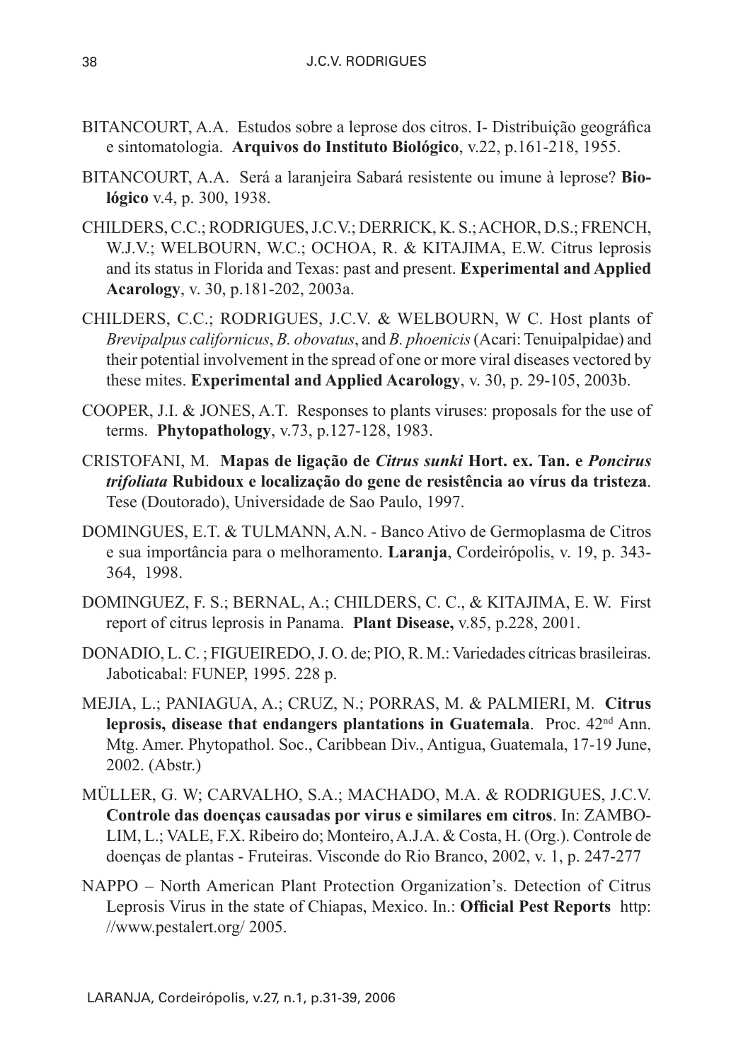BITANCOURT, A.A. Estudos sobre a leprose dos citros. I- Distribuição geográfica e sintomatologia. **Arquivos do Instituto Biológico**, v.22, p.161-218, 1955.

BITANCOURT, A.A. Será a laranjeira Sabará resistente ou imune à leprose? **Biológico** v.4, p. 300, 1938.

CHILDERS, C.C.; RODRIGUES, J.C.V.; DERRICK, K. S.; ACHOR, D.S.; FRENCH, W.J.V.; WELBOURN, W.C.; OCHOA, R. & KITAJIMA, E.W. Citrus leprosis and its status in Florida and Texas: past and present. **Experimental and Applied Acarology**, v. 30, p.181-202, 2003a.

CHILDERS, C.C.; RODRIGUES, J.C.V. & WELBOURN, W C. Host plants of *Brevipalpus californicus*, *B. obovatus*, and *B. phoenicis* (Acari: Tenuipalpidae) and their potential involvement in the spread of one or more viral diseases vectored by these mites. **Experimental and Applied Acarology**, v. 30, p. 29-105, 2003b.

COOPER, J.I. & JONES, A.T. Responses to plants viruses: proposals for the use of terms. **Phytopathology**, v.73, p.127-128, 1983.

CRISTOFANI, M. **Mapas de ligação de *Citrus sunki* Hort. ex. Tan. e *Poncirus trifoliata* Rubidoux e localização do gene de resistência ao vírus da tristeza**. Tese (Doutorado), Universidade de Sao Paulo, 1997.

DOMINGUES, E.T. & TULMANN, A.N. - Banco Ativo de Germoplasma de Citros e sua importância para o melhoramento. **Laranja**, Cordeirópolis, v. 19, p. 343-364, 1998.

DOMINGUEZ, F. S.; BERNAL, A.; CHILDERS, C. C., & KITAJIMA, E. W. First report of citrus leprosis in Panama. **Plant Disease,** v.85, p.228, 2001.

DONADIO, L. C. ; FIGUEIREDO, J. O. de; PIO, R. M.: Variedades cítricas brasileiras. Jaboticabal: FUNEP, 1995. 228 p.

MEJIA, L.; PANIAGUA, A.; CRUZ, N.; PORRAS, M. & PALMIERI, M. **Citrus leprosis, disease that endangers plantations in Guatemala**. Proc. 42nd Ann. Mtg. Amer. Phytopathol. Soc., Caribbean Div., Antigua, Guatemala, 17-19 June, 2002. (Abstr.)

MÜLLER, G. W; CARVALHO, S.A.; MACHADO, M.A. & RODRIGUES, J.C.V. **Controle das doenças causadas por virus e similares em citros**. In: ZAMBOLIM, L.; VALE, F.X. Ribeiro do; Monteiro, A.J.A. & Costa, H. (Org.). Controle de doenças de plantas - Fruteiras. Visconde do Rio Branco, 2002, v. 1, p. 247-277

NAPPO – North American Plant Protection Organization's. Detection of Citrus Leprosis Virus in the state of Chiapas, Mexico. In.: **Official Pest Reports** http://www.pestalert.org/ 2005.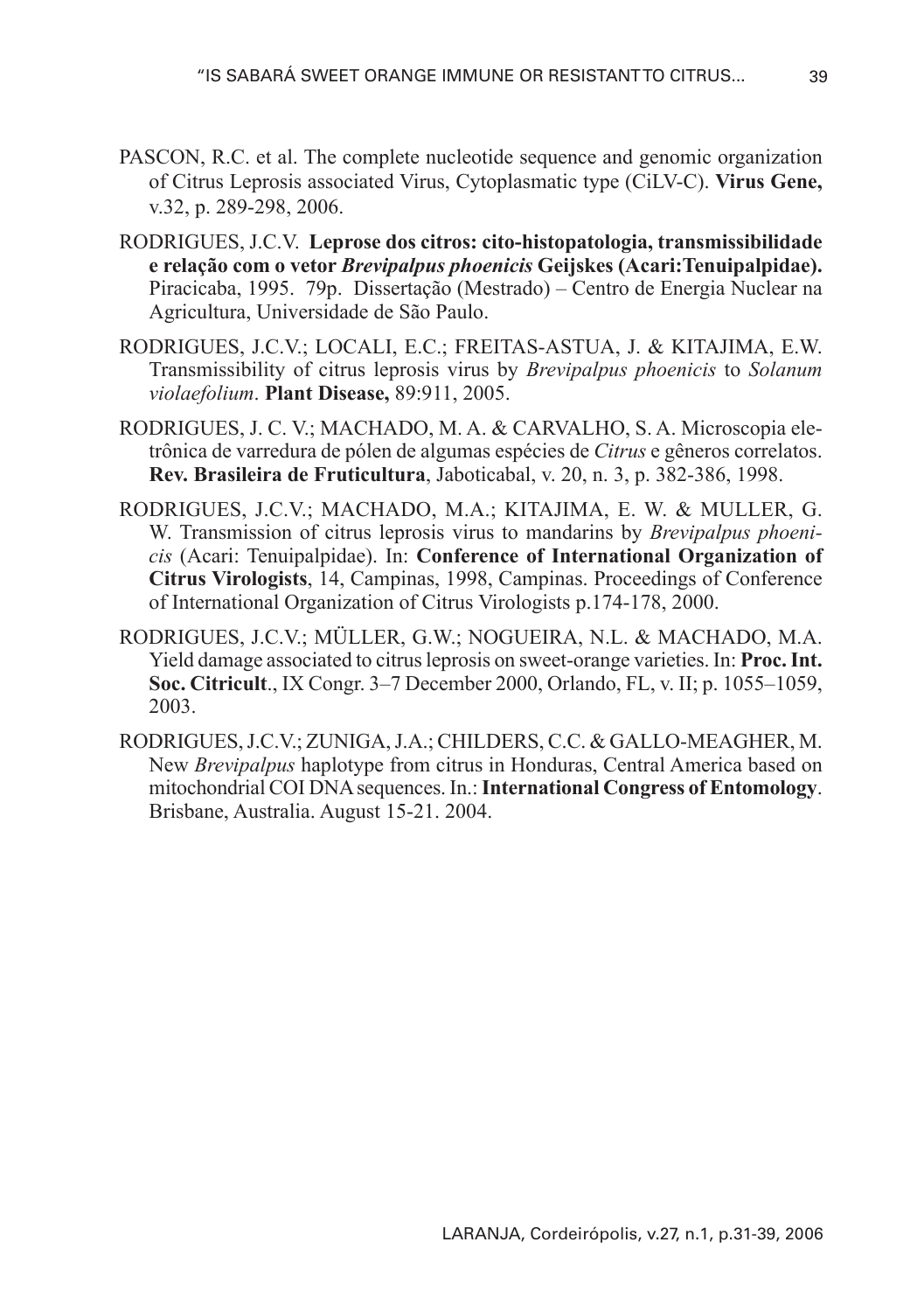PASCON, R.C. et al. The complete nucleotide sequence and genomic organization of Citrus Leprosis associated Virus, Cytoplasmatic type (CiLV-C). **Virus Gene,** v.32, p. 289-298, 2006.

RODRIGUES, J.C.V. **Leprose dos citros: cito-histopatologia, transmissibilidade e relação com o vetor *Brevipalpus phoenicis* Geijskes (Acari:Tenuipalpidae).** Piracicaba, 1995. 79p. Dissertação (Mestrado) – Centro de Energia Nuclear na Agricultura, Universidade de São Paulo.

RODRIGUES, J.C.V.; LOCALI, E.C.; FREITAS-ASTUA, J. & KITAJIMA, E.W. Transmissibility of citrus leprosis virus by *Brevipalpus phoenicis* to *Solanum violaefolium*. **Plant Disease,** 89:911, 2005.

RODRIGUES, J. C. V.; MACHADO, M. A. & CARVALHO, S. A. Microscopia eletrônica de varredura de pólen de algumas espécies de *Citrus* e gêneros correlatos. **Rev. Brasileira de Fruticultura**, Jaboticabal, v. 20, n. 3, p. 382-386, 1998.

RODRIGUES, J.C.V.; MACHADO, M.A.; KITAJIMA, E. W. & MULLER, G. W. Transmission of citrus leprosis virus to mandarins by *Brevipalpus phoenicis* (Acari: Tenuipalpidae). In: **Conference of International Organization of Citrus Virologists**, 14, Campinas, 1998, Campinas. Proceedings of Conference of International Organization of Citrus Virologists p.174-178, 2000.

RODRIGUES, J.C.V.; MÜLLER, G.W.; NOGUEIRA, N.L. & MACHADO, M.A. Yield damage associated to citrus leprosis on sweet-orange varieties. In: **Proc. Int. Soc. Citricult**., IX Congr. 3–7 December 2000, Orlando, FL, v. II; p. 1055–1059, 2003.

RODRIGUES, J.C.V.; ZUNIGA, J.A.; CHILDERS, C.C. & GALLO-MEAGHER, M. New *Brevipalpus* haplotype from citrus in Honduras, Central America based on mitochondrial COI DNA sequences. In.: **International Congress of Entomology**. Brisbane, Australia. August 15-21. 2004.